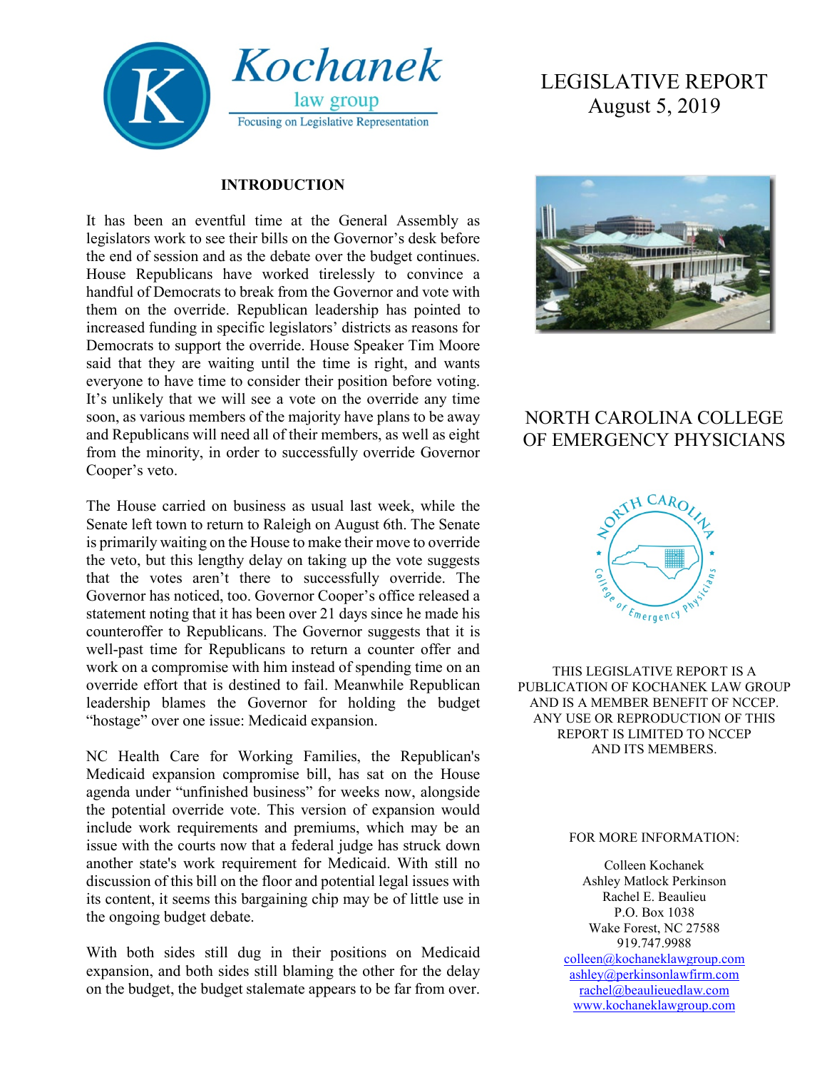# Kochanek law group

Focusing on Legislative Representation

# LEGISLATIVE REPORT
August 5, 2019

## INTRODUCTION

It has been an eventful time at the General Assembly as legislators work to see their bills on the Governor's desk before the end of session and as the debate over the budget continues. House Republicans have worked tirelessly to convince a handful of Democrats to break from the Governor and vote with them on the override. Republican leadership has pointed to increased funding in specific legislators' districts as reasons for Democrats to support the override. House Speaker Tim Moore said that they are waiting until the time is right, and wants everyone to have time to consider their position before voting. It's unlikely that we will see a vote on the override any time soon, as various members of the majority have plans to be away and Republicans will need all of their members, as well as eight from the minority, in order to successfully override Governor Cooper's veto.

The House carried on business as usual last week, while the Senate left town to return to Raleigh on August 6th. The Senate is primarily waiting on the House to make their move to override the veto, but this lengthy delay on taking up the vote suggests that the votes aren't there to successfully override. The Governor has noticed, too. Governor Cooper's office released a statement noting that it has been over 21 days since he made his counteroffer to Republicans. The Governor suggests that it is well-past time for Republicans to return a counter offer and work on a compromise with him instead of spending time on an override effort that is destined to fail. Meanwhile Republican leadership blames the Governor for holding the budget "hostage" over one issue: Medicaid expansion.

NC Health Care for Working Families, the Republican's Medicaid expansion compromise bill, has sat on the House agenda under "unfinished business" for weeks now, alongside the potential override vote. This version of expansion would include work requirements and premiums, which may be an issue with the courts now that a federal judge has struck down another state's work requirement for Medicaid. With still no discussion of this bill on the floor and potential legal issues with its content, it seems this bargaining chip may be of little use in the ongoing budget debate.

With both sides still dug in their positions on Medicaid expansion, and both sides still blaming the other for the delay on the budget, the budget stalemate appears to be far from over.

## NORTH CAROLINA COLLEGE OF EMERGENCY PHYSICIANS

THIS LEGISLATIVE REPORT IS A PUBLICATION OF KOCHANEK LAW GROUP AND IS A MEMBER BENEFIT OF NCCEP. ANY USE OR REPRODUCTION OF THIS REPORT IS LIMITED TO NCCEP AND ITS MEMBERS.

FOR MORE INFORMATION:

Colleen Kochanek
Ashley Matlock Perkinson
Rachel E. Beaulieu
P.O. Box 1038
Wake Forest, NC 27588
919.747.9988
colleen@kochaneklawgroup.com
ashley@perkinsonlawfirm.com
rachel@beaulieuedlaw.com
www.kochaneklawgroup.com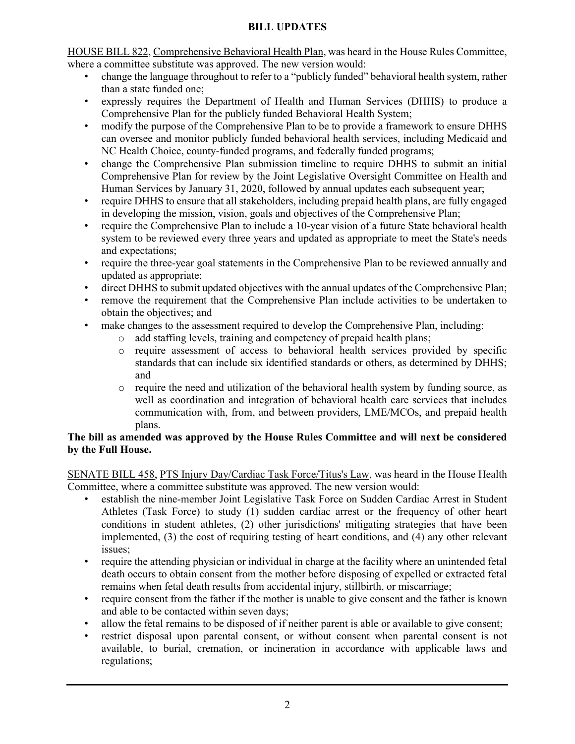## BILL UPDATES

HOUSE BILL 822, Comprehensive Behavioral Health Plan, was heard in the House Rules Committee, where a committee substitute was approved. The new version would:

- change the language throughout to refer to a "publicly funded" behavioral health system, rather than a state funded one;
- expressly requires the Department of Health and Human Services (DHHS) to produce a Comprehensive Plan for the publicly funded Behavioral Health System;
- modify the purpose of the Comprehensive Plan to be to provide a framework to ensure DHHS can oversee and monitor publicly funded behavioral health services, including Medicaid and NC Health Choice, county-funded programs, and federally funded programs;
- change the Comprehensive Plan submission timeline to require DHHS to submit an initial Comprehensive Plan for review by the Joint Legislative Oversight Committee on Health and Human Services by January 31, 2020, followed by annual updates each subsequent year;
- require DHHS to ensure that all stakeholders, including prepaid health plans, are fully engaged in developing the mission, vision, goals and objectives of the Comprehensive Plan;
- require the Comprehensive Plan to include a 10-year vision of a future State behavioral health system to be reviewed every three years and updated as appropriate to meet the State's needs and expectations;
- require the three-year goal statements in the Comprehensive Plan to be reviewed annually and updated as appropriate;
- direct DHHS to submit updated objectives with the annual updates of the Comprehensive Plan;
- remove the requirement that the Comprehensive Plan include activities to be undertaken to obtain the objectives; and
- make changes to the assessment required to develop the Comprehensive Plan, including:
  - add staffing levels, training and competency of prepaid health plans;
  - require assessment of access to behavioral health services provided by specific standards that can include six identified standards or others, as determined by DHHS; and
  - require the need and utilization of the behavioral health system by funding source, as well as coordination and integration of behavioral health care services that includes communication with, from, and between providers, LME/MCOs, and prepaid health plans.

**The bill as amended was approved by the House Rules Committee and will next be considered by the Full House.**

SENATE BILL 458, PTS Injury Day/Cardiac Task Force/Titus's Law, was heard in the House Health Committee, where a committee substitute was approved. The new version would:

- establish the nine-member Joint Legislative Task Force on Sudden Cardiac Arrest in Student Athletes (Task Force) to study (1) sudden cardiac arrest or the frequency of other heart conditions in student athletes, (2) other jurisdictions' mitigating strategies that have been implemented, (3) the cost of requiring testing of heart conditions, and (4) any other relevant issues;
- require the attending physician or individual in charge at the facility where an unintended fetal death occurs to obtain consent from the mother before disposing of expelled or extracted fetal remains when fetal death results from accidental injury, stillbirth, or miscarriage;
- require consent from the father if the mother is unable to give consent and the father is known and able to be contacted within seven days;
- allow the fetal remains to be disposed of if neither parent is able or available to give consent;
- restrict disposal upon parental consent, or without consent when parental consent is not available, to burial, cremation, or incineration in accordance with applicable laws and regulations;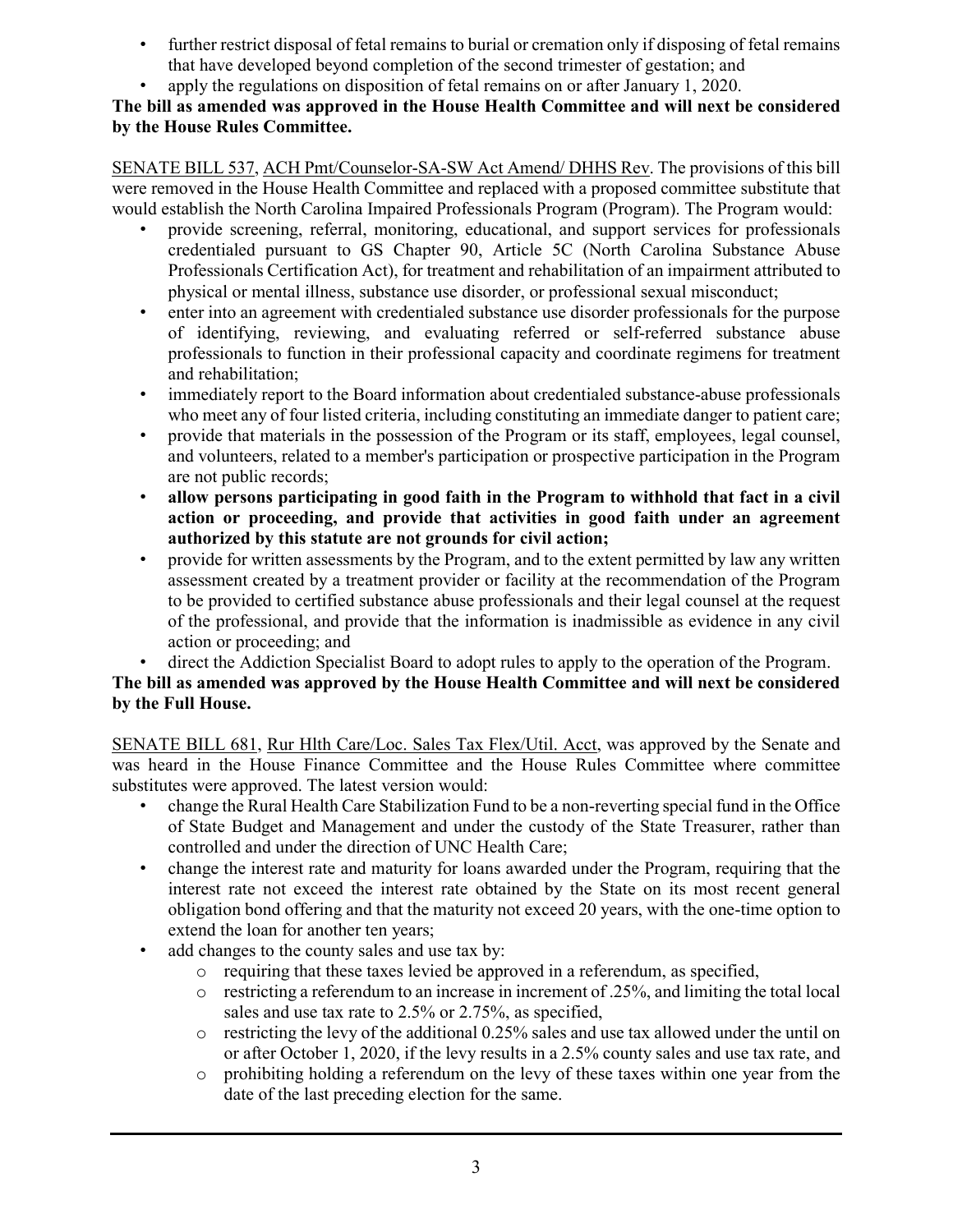- further restrict disposal of fetal remains to burial or cremation only if disposing of fetal remains that have developed beyond completion of the second trimester of gestation; and
- apply the regulations on disposition of fetal remains on or after January 1, 2020.

**The bill as amended was approved in the House Health Committee and will next be considered by the House Rules Committee.**

SENATE BILL 537, ACH Pmt/Counselor-SA-SW Act Amend/ DHHS Rev. The provisions of this bill were removed in the House Health Committee and replaced with a proposed committee substitute that would establish the North Carolina Impaired Professionals Program (Program). The Program would:

- provide screening, referral, monitoring, educational, and support services for professionals credentialed pursuant to GS Chapter 90, Article 5C (North Carolina Substance Abuse Professionals Certification Act), for treatment and rehabilitation of an impairment attributed to physical or mental illness, substance use disorder, or professional sexual misconduct;
- enter into an agreement with credentialed substance use disorder professionals for the purpose of identifying, reviewing, and evaluating referred or self-referred substance abuse professionals to function in their professional capacity and coordinate regimens for treatment and rehabilitation;
- immediately report to the Board information about credentialed substance-abuse professionals who meet any of four listed criteria, including constituting an immediate danger to patient care;
- provide that materials in the possession of the Program or its staff, employees, legal counsel, and volunteers, related to a member's participation or prospective participation in the Program are not public records;
- **allow persons participating in good faith in the Program to withhold that fact in a civil action or proceeding, and provide that activities in good faith under an agreement authorized by this statute are not grounds for civil action;**
- provide for written assessments by the Program, and to the extent permitted by law any written assessment created by a treatment provider or facility at the recommendation of the Program to be provided to certified substance abuse professionals and their legal counsel at the request of the professional, and provide that the information is inadmissible as evidence in any civil action or proceeding; and
- direct the Addiction Specialist Board to adopt rules to apply to the operation of the Program.

**The bill as amended was approved by the House Health Committee and will next be considered by the Full House.**

SENATE BILL 681, Rur Hlth Care/Loc. Sales Tax Flex/Util. Acct, was approved by the Senate and was heard in the House Finance Committee and the House Rules Committee where committee substitutes were approved. The latest version would:

- change the Rural Health Care Stabilization Fund to be a non-reverting special fund in the Office of State Budget and Management and under the custody of the State Treasurer, rather than controlled and under the direction of UNC Health Care;
- change the interest rate and maturity for loans awarded under the Program, requiring that the interest rate not exceed the interest rate obtained by the State on its most recent general obligation bond offering and that the maturity not exceed 20 years, with the one-time option to extend the loan for another ten years;
- add changes to the county sales and use tax by:
  - requiring that these taxes levied be approved in a referendum, as specified,
  - restricting a referendum to an increase in increment of .25%, and limiting the total local sales and use tax rate to 2.5% or 2.75%, as specified,
  - restricting the levy of the additional 0.25% sales and use tax allowed under the until on or after October 1, 2020, if the levy results in a 2.5% county sales and use tax rate, and
  - prohibiting holding a referendum on the levy of these taxes within one year from the date of the last preceding election for the same.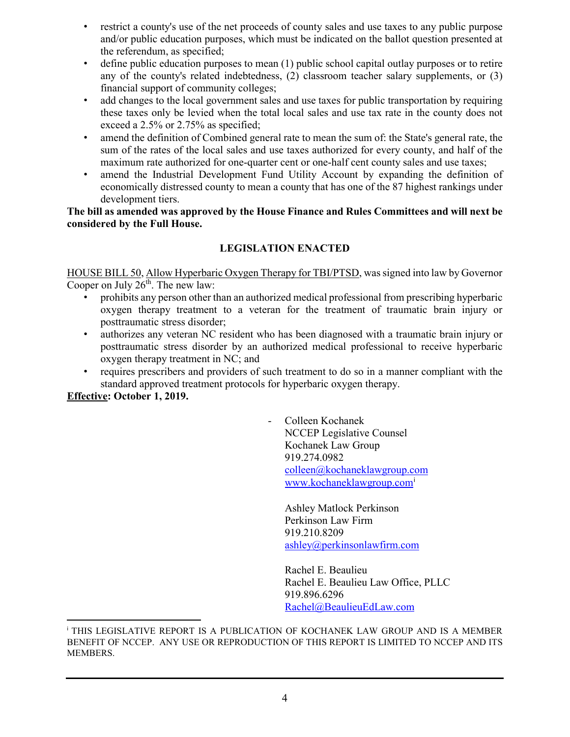- restrict a county's use of the net proceeds of county sales and use taxes to any public purpose and/or public education purposes, which must be indicated on the ballot question presented at the referendum, as specified;
- define public education purposes to mean (1) public school capital outlay purposes or to retire any of the county's related indebtedness, (2) classroom teacher salary supplements, or (3) financial support of community colleges;
- add changes to the local government sales and use taxes for public transportation by requiring these taxes only be levied when the total local sales and use tax rate in the county does not exceed a 2.5% or 2.75% as specified;
- amend the definition of Combined general rate to mean the sum of: the State's general rate, the sum of the rates of the local sales and use taxes authorized for every county, and half of the maximum rate authorized for one-quarter cent or one-half cent county sales and use taxes;
- amend the Industrial Development Fund Utility Account by expanding the definition of economically distressed county to mean a county that has one of the 87 highest rankings under development tiers.

**The bill as amended was approved by the House Finance and Rules Committees and will next be considered by the Full House.**

## LEGISLATION ENACTED

HOUSE BILL 50, Allow Hyperbaric Oxygen Therapy for TBI/PTSD, was signed into law by Governor Cooper on July 26th. The new law:

- prohibits any person other than an authorized medical professional from prescribing hyperbaric oxygen therapy treatment to a veteran for the treatment of traumatic brain injury or posttraumatic stress disorder;
- authorizes any veteran NC resident who has been diagnosed with a traumatic brain injury or posttraumatic stress disorder by an authorized medical professional to receive hyperbaric oxygen therapy treatment in NC; and
- requires prescribers and providers of such treatment to do so in a manner compliant with the standard approved treatment protocols for hyperbaric oxygen therapy.

**Effective: October 1, 2019.**

\- Colleen Kochanek
NCCEP Legislative Counsel
Kochanek Law Group
919.274.0982
colleen@kochaneklawgroup.com
www.kochaneklawgroup.com[i]

Ashley Matlock Perkinson
Perkinson Law Firm
919.210.8209
ashley@perkinsonlawfirm.com

Rachel E. Beaulieu
Rachel E. Beaulieu Law Office, PLLC
919.896.6296
Rachel@BeaulieuEdLaw.com

[i] THIS LEGISLATIVE REPORT IS A PUBLICATION OF KOCHANEK LAW GROUP AND IS A MEMBER BENEFIT OF NCCEP. ANY USE OR REPRODUCTION OF THIS REPORT IS LIMITED TO NCCEP AND ITS MEMBERS.